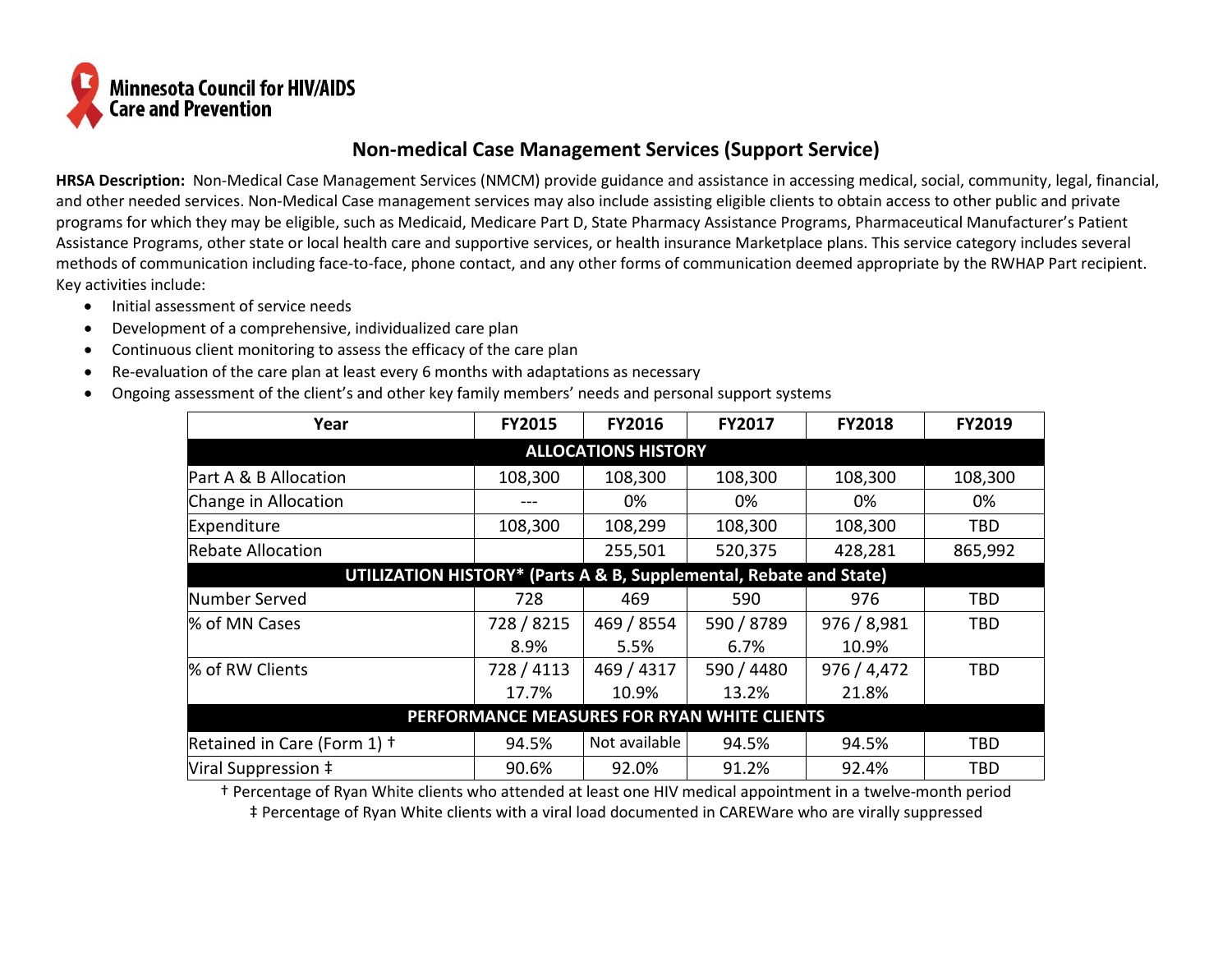Minnesota Council for HIV/AIDS Care and Prevention

# Non-medical Case Management Services (Support Service)

**HRSA Description:** Non-Medical Case Management Services (NMCM) provide guidance and assistance in accessing medical, social, community, legal, financial, and other needed services. Non-Medical Case management services may also include assisting eligible clients to obtain access to other public and private programs for which they may be eligible, such as Medicaid, Medicare Part D, State Pharmacy Assistance Programs, Pharmaceutical Manufacturer's Patient Assistance Programs, other state or local health care and supportive services, or health insurance Marketplace plans. This service category includes several methods of communication including face-to-face, phone contact, and any other forms of communication deemed appropriate by the RWHAP Part recipient. Key activities include:

- Initial assessment of service needs
- Development of a comprehensive, individualized care plan
- Continuous client monitoring to assess the efficacy of the care plan
- Re-evaluation of the care plan at least every 6 months with adaptations as necessary
- Ongoing assessment of the client's and other key family members' needs and personal support systems

| Year | FY2015 | FY2016 | FY2017 | FY2018 | FY2019 |
|---|---|---|---|---|---|
| **ALLOCATIONS HISTORY** | | | | | |
| Part A & B Allocation | 108,300 | 108,300 | 108,300 | 108,300 | 108,300 |
| Change in Allocation | --- | 0% | 0% | 0% | 0% |
| Expenditure | 108,300 | 108,299 | 108,300 | 108,300 | TBD |
| Rebate Allocation | | 255,501 | 520,375 | 428,281 | 865,992 |
| **UTILIZATION HISTORY* (Parts A & B, Supplemental, Rebate and State)** | | | | | |
| Number Served | 728 | 469 | 590 | 976 | TBD |
| % of MN Cases | 728 / 8215<br>8.9% | 469 / 8554<br>5.5% | 590 / 8789<br>6.7% | 976 / 8,981<br>10.9% | TBD |
| % of RW Clients | 728 / 4113<br>17.7% | 469 / 4317<br>10.9% | 590 / 4480<br>13.2% | 976 / 4,472<br>21.8% | TBD |
| **PERFORMANCE MEASURES FOR RYAN WHITE CLIENTS** | | | | | |
| Retained in Care (Form 1) † | 94.5% | Not available | 94.5% | 94.5% | TBD |
| Viral Suppression ‡ | 90.6% | 92.0% | 91.2% | 92.4% | TBD |

† Percentage of Ryan White clients who attended at least one HIV medical appointment in a twelve-month period

‡ Percentage of Ryan White clients with a viral load documented in CAREWare who are virally suppressed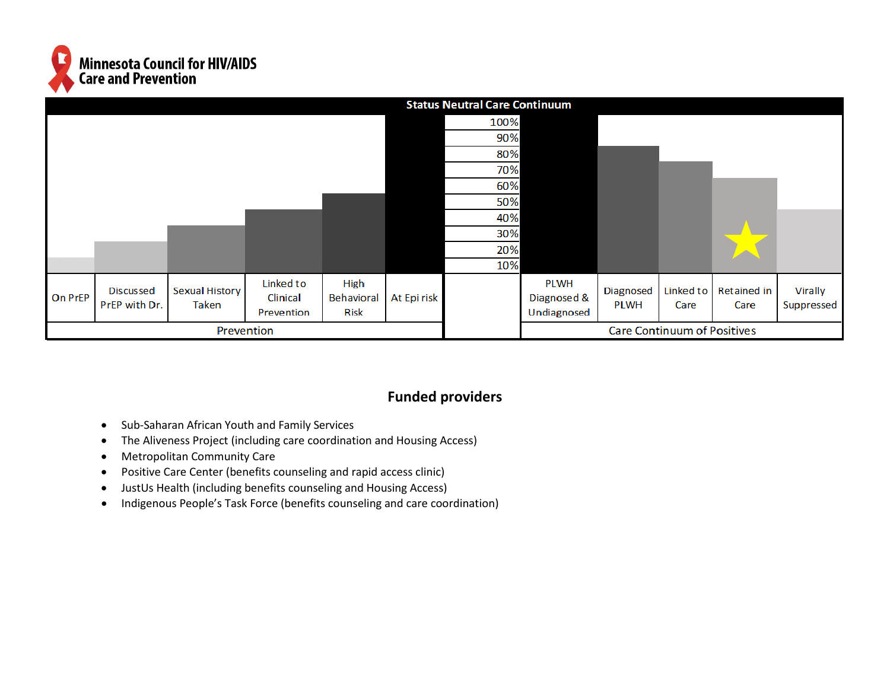Minnesota Council for HIV/AIDS Care and Prevention

Status Neutral Care Continuum

100%
90%
80%
70%
60%
50%
40%
30%
20%
10%

On PrEP
Discussed PrEP with Dr.
Sexual History Taken
Linked to Clinical Prevention
High Behavioral Risk
At Epi risk

Prevention

PLWH Diagnosed & Undiagnosed
Diagnosed PLWH
Linked to Care
Retained in Care
Virally Suppressed

Care Continuum of Positives

## Funded providers

- Sub-Saharan African Youth and Family Services
- The Aliveness Project (including care coordination and Housing Access)
- Metropolitan Community Care
- Positive Care Center (benefits counseling and rapid access clinic)
- JustUs Health (including benefits counseling and Housing Access)
- Indigenous People's Task Force (benefits counseling and care coordination)